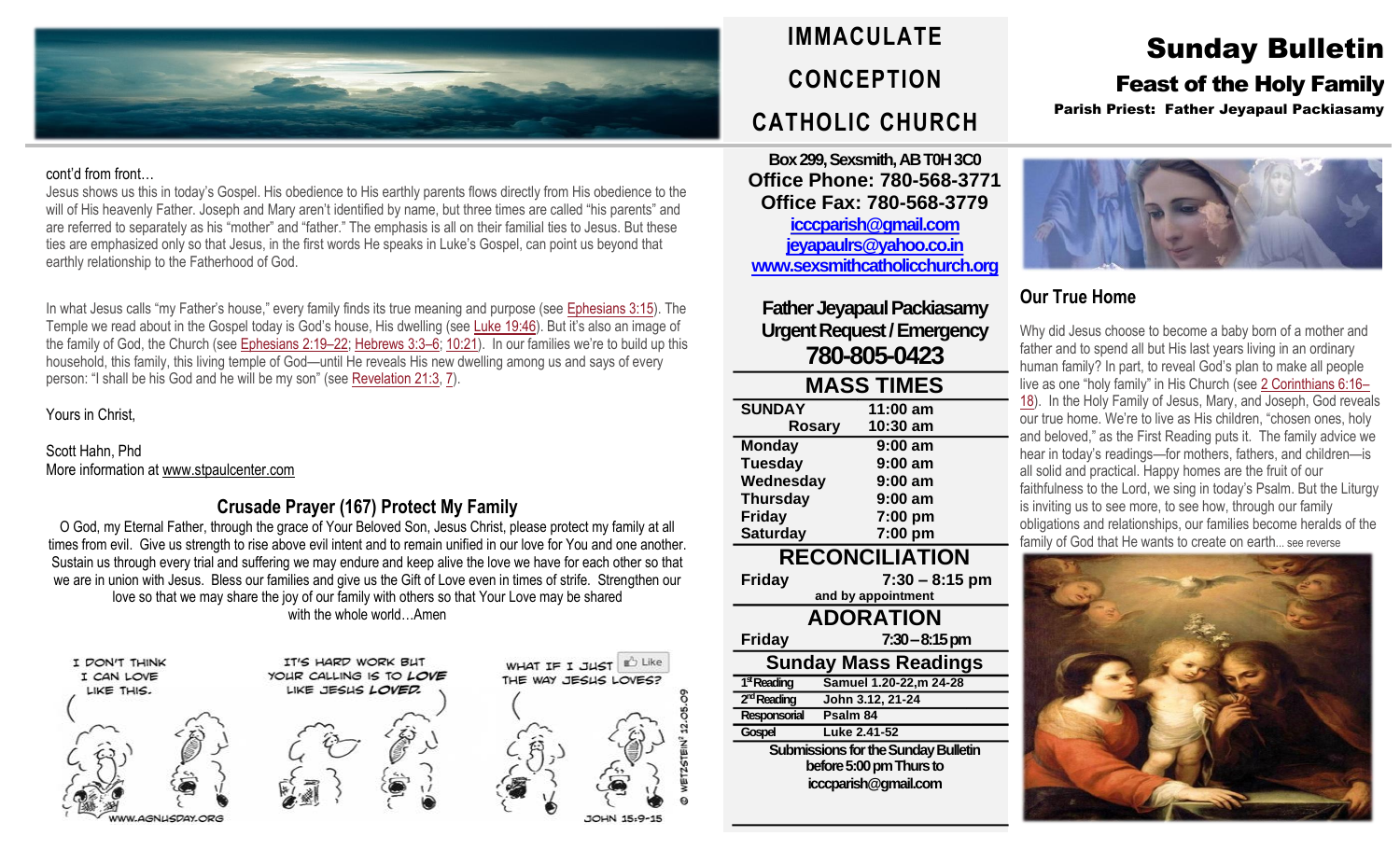# IMMACULATE CONCEPTION CATHOLIC CHURCH

# Sunday Bulletin

## Feast of the Holy Family

**Parish Priest: Father Jeyapaul Packiasamy**

cont'd from front…

Jesus shows us this in today's Gospel. His obedience to His earthly parents flows directly from His obedience to the will of His heavenly Father. Joseph and Mary aren't identified by name, but three times are called "his parents" and are referred to separately as his "mother" and "father." The emphasis is all on their familial ties to Jesus. But these ties are emphasized only so that Jesus, in the first words He speaks in Luke's Gospel, can point us beyond that earthly relationship to the Fatherhood of God.

In what Jesus calls "my Father's house," every family finds its true meaning and purpose (see Ephesians 3:15). The Temple we read about in the Gospel today is God's house, His dwelling (see Luke 19:46). But it's also an image of the family of God, the Church (see Ephesians 2:19–22; Hebrews 3:3–6; 10:21). In our families we're to build up this household, this family, this living temple of God—until He reveals His new dwelling among us and says of every person: "I shall be his God and he will be my son" (see Revelation 21:3, 7).

Yours in Christ,

Scott Hahn, Phd
More information at www.stpaulcenter.com

### Crusade Prayer (167) Protect My Family

O God, my Eternal Father, through the grace of Your Beloved Son, Jesus Christ, please protect my family at all times from evil. Give us strength to rise above evil intent and to remain unified in our love for You and one another. Sustain us through every trial and suffering we may endure and keep alive the love we have for each other so that we are in union with Jesus. Bless our families and give us the Gift of Love even in times of strife. Strengthen our love so that we may share the joy of our family with others so that Your Love may be shared with the whole world…Amen

**Box 299, Sexsmith, AB T0H 3C0**
**Office Phone: 780-568-3771**
**Office Fax: 780-568-3779**
**icccparish@gmail.com**
**jeyapaulrs@yahoo.co.in**
**www.sexsmithcatholicchurch.org**

**Father Jeyapaul Packiasamy**
**Urgent Request / Emergency**
**780-805-0423**

### MASS TIMES

| | |
|---|---|
| **SUNDAY** | **11:00 am** |
| **Rosary** | **10:30 am** |
| **Monday** | **9:00 am** |
| **Tuesday** | **9:00 am** |
| **Wednesday** | **9:00 am** |
| **Thursday** | **9:00 am** |
| **Friday** | **7:00 pm** |
| **Saturday** | **7:00 pm** |

### RECONCILIATION

**Friday** 7:30 – 8:15 pm
and by appointment

### ADORATION

**Friday** 7:30 – 8:15 pm

### Sunday Mass Readings

| | |
|---|---|
| 1st Reading | Samuel 1.20-22,m 24-28 |
| 2nd Reading | John 3.12, 21-24 |
| Responsorial | Psalm 84 |
| Gospel | Luke 2.41-52 |

**Submissions for the Sunday Bulletin before 5:00 pm Thurs to icccparish@gmail.com**

## Our True Home

Why did Jesus choose to become a baby born of a mother and father and to spend all but His last years living in an ordinary human family? In part, to reveal God's plan to make all people live as one "holy family" in His Church (see 2 Corinthians 6:16–18). In the Holy Family of Jesus, Mary, and Joseph, God reveals our true home. We're to live as His children, "chosen ones, holy and beloved," as the First Reading puts it. The family advice we hear in today's readings—for mothers, fathers, and children—is all solid and practical. Happy homes are the fruit of our faithfulness to the Lord, we sing in today's Psalm. But the Liturgy is inviting us to see more, to see how, through our family obligations and relationships, our families become heralds of the family of God that He wants to create on earth... see reverse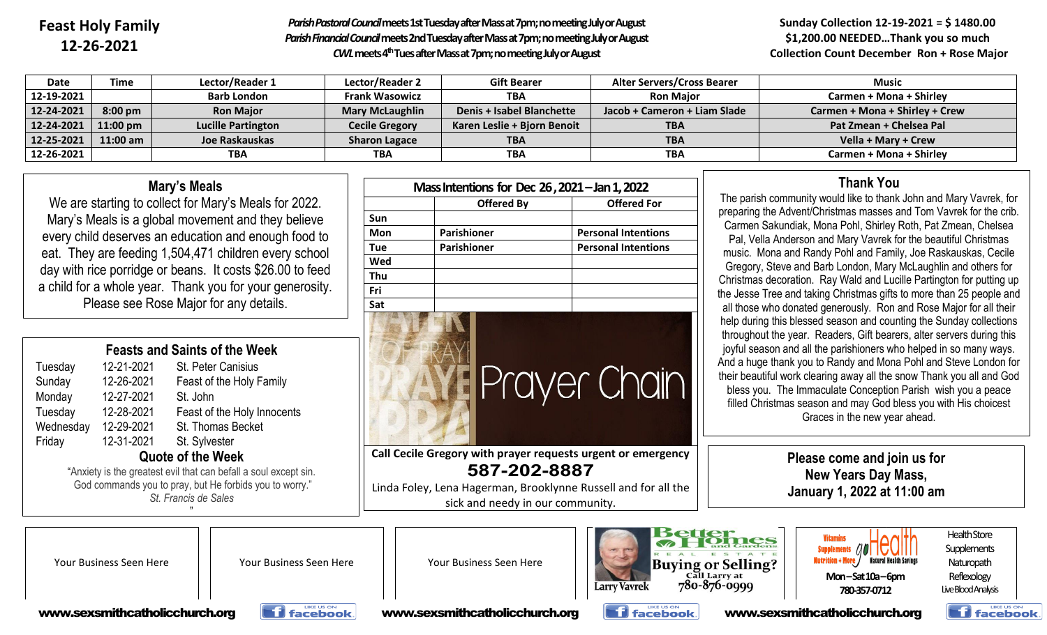# Feast Holy Family
## 12-26-2021

***Parish Pastoral Council*** **meets 1st Tuesday after Mass at 7pm; no meeting July or August**
***Parish Financial Council*** **meets 2nd Tuesday after Mass at 7pm; no meeting July or August**
***CWL*** **meets 4th Tues after Mass at 7pm; no meeting July or August**

**Sunday Collection 12-19-2021 = $ 1480.00**
**$1,200.00 NEEDED…Thank you so much**
**Collection Count December Ron + Rose Major**

| Date | Time | Lector/Reader 1 | Lector/Reader 2 | Gift Bearer | Alter Servers/Cross Bearer | Music |
|---|---|---|---|---|---|---|
| 12-19-2021 | | Barb London | Frank Wasowicz | TBA | Ron Major | Carmen + Mona + Shirley |
| 12-24-2021 | 8:00 pm | Ron Major | Mary McLaughlin | Denis + Isabel Blanchette | Jacob + Cameron + Liam Slade | Carmen + Mona + Shirley + Crew |
| 12-24-2021 | 11:00 pm | Lucille Partington | Cecile Gregory | Karen Leslie + Bjorn Benoit | TBA | Pat Zmean + Chelsea Pal |
| 12-25-2021 | 11:00 am | Joe Raskauskas | Sharon Lagace | TBA | TBA | Vella + Mary + Crew |
| 12-26-2021 | | TBA | TBA | TBA | TBA | Carmen + Mona + Shirley |

### Mary's Meals

We are starting to collect for Mary's Meals for 2022. Mary's Meals is a global movement and they believe every child deserves an education and enough food to eat. They are feeding 1,504,471 children every school day with rice porridge or beans. It costs $26.00 to feed a child for a whole year. Thank you for your generosity. Please see Rose Major for any details.

### Feasts and Saints of the Week

| | | |
|---|---|---|
| Tuesday | 12-21-2021 | St. Peter Canisius |
| Sunday | 12-26-2021 | Feast of the Holy Family |
| Monday | 12-27-2021 | St. John |
| Tuesday | 12-28-2021 | Feast of the Holy Innocents |
| Wednesday | 12-29-2021 | St. Thomas Becket |
| Friday | 12-31-2021 | St. Sylvester |

### Quote of the Week

"Anxiety is the greatest evil that can befall a soul except sin. God commands you to pray, but He forbids you to worry."
*St. Francis de Sales*

### Mass Intentions for Dec 26, 2021 – Jan 1, 2022

| | Offered By | Offered For |
|---|---|---|
| Sun | | |
| Mon | Parishioner | Personal Intentions |
| Tue | Parishioner | Personal Intentions |
| Wed | | |
| Thu | | |
| Fri | | |
| Sat | | |

Prayer Chain

**Call Cecile Gregory with prayer requests urgent or emergency**
**587-202-8887**
Linda Foley, Lena Hagerman, Brooklynne Russell and for all the sick and needy in our community.

### Thank You

The parish community would like to thank John and Mary Vavrek, for preparing the Advent/Christmas masses and Tom Vavrek for the crib. Carmen Sakundiak, Mona Pohl, Shirley Roth, Pat Zmean, Chelsea Pal, Vella Anderson and Mary Vavrek for the beautiful Christmas music. Mona and Randy Pohl and Family, Joe Raskauskas, Cecile Gregory, Steve and Barb London, Mary McLaughlin and others for Christmas decoration. Ray Wald and Lucille Partington for putting up the Jesse Tree and taking Christmas gifts to more than 25 people and all those who donated generously. Ron and Rose Major for all their help during this blessed season and counting the Sunday collections throughout the year. Readers, Gift bearers, alter servers during this joyful season and all the parishioners who helped in so many ways. And a huge thank you to Randy and Mona Pohl and Steve London for their beautiful work clearing away all the snow Thank you all and God bless you. The Immaculate Conception Parish wish you a peace filled Christmas season and may God bless you with His choicest Graces in the new year ahead.

**Please come and join us for New Years Day Mass, January 1, 2022 at 11:00 am**

Your Business Seen Here

Your Business Seen Here

Your Business Seen Here

Better Homes and Gardens Real Estate — Buying or Selling? Call Larry at 780-876-0999 — Larry Vavrek

Vitamins, Supplements, Nutrition + More — go Health — Natural Health Savings — Mon–Sat 10a–6pm — 780-357-0712 — Health Store, Supplements, Naturopath, Reflexology, Live Blood Analysis

www.sexsmithcatholicchurch.org — Like us on facebook